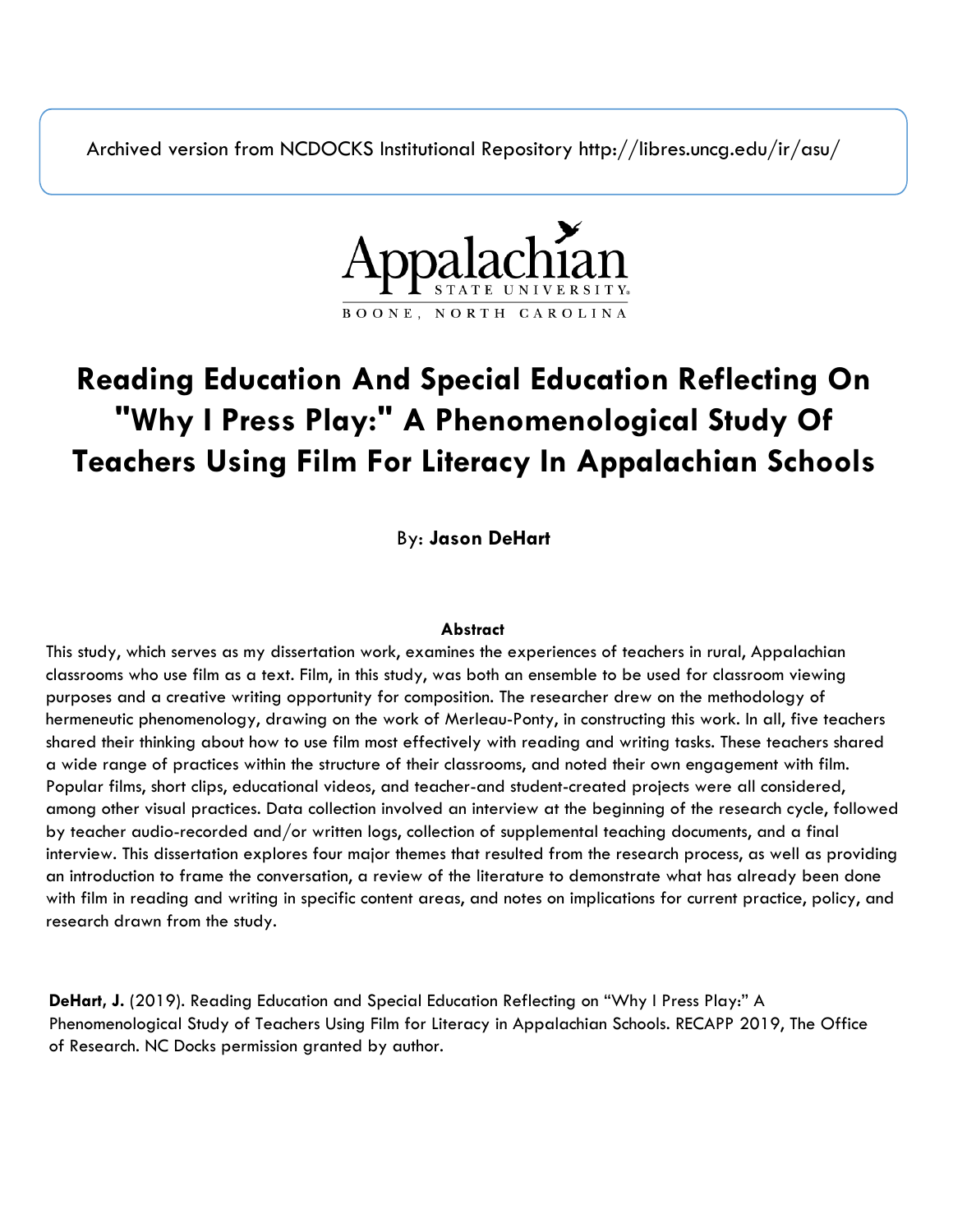Archived version from NCDOCKS Institutional Repository http://libres.uncg.edu/ir/asu/

Appalachian STATE UNIVERSITY
BOONE, NORTH CAROLINA

# Reading Education And Special Education Reflecting On "Why I Press Play:" A Phenomenological Study Of Teachers Using Film For Literacy In Appalachian Schools

By: **Jason DeHart**

**Abstract**

This study, which serves as my dissertation work, examines the experiences of teachers in rural, Appalachian classrooms who use film as a text. Film, in this study, was both an ensemble to be used for classroom viewing purposes and a creative writing opportunity for composition. The researcher drew on the methodology of hermeneutic phenomenology, drawing on the work of Merleau-Ponty, in constructing this work. In all, five teachers shared their thinking about how to use film most effectively with reading and writing tasks. These teachers shared a wide range of practices within the structure of their classrooms, and noted their own engagement with film. Popular films, short clips, educational videos, and teacher-and student-created projects were all considered, among other visual practices. Data collection involved an interview at the beginning of the research cycle, followed by teacher audio-recorded and/or written logs, collection of supplemental teaching documents, and a final interview. This dissertation explores four major themes that resulted from the research process, as well as providing an introduction to frame the conversation, a review of the literature to demonstrate what has already been done with film in reading and writing in specific content areas, and notes on implications for current practice, policy, and research drawn from the study.

**DeHart, J.** (2019). Reading Education and Special Education Reflecting on "Why I Press Play:" A Phenomenological Study of Teachers Using Film for Literacy in Appalachian Schools. RECAPP 2019, The Office of Research. NC Docks permission granted by author.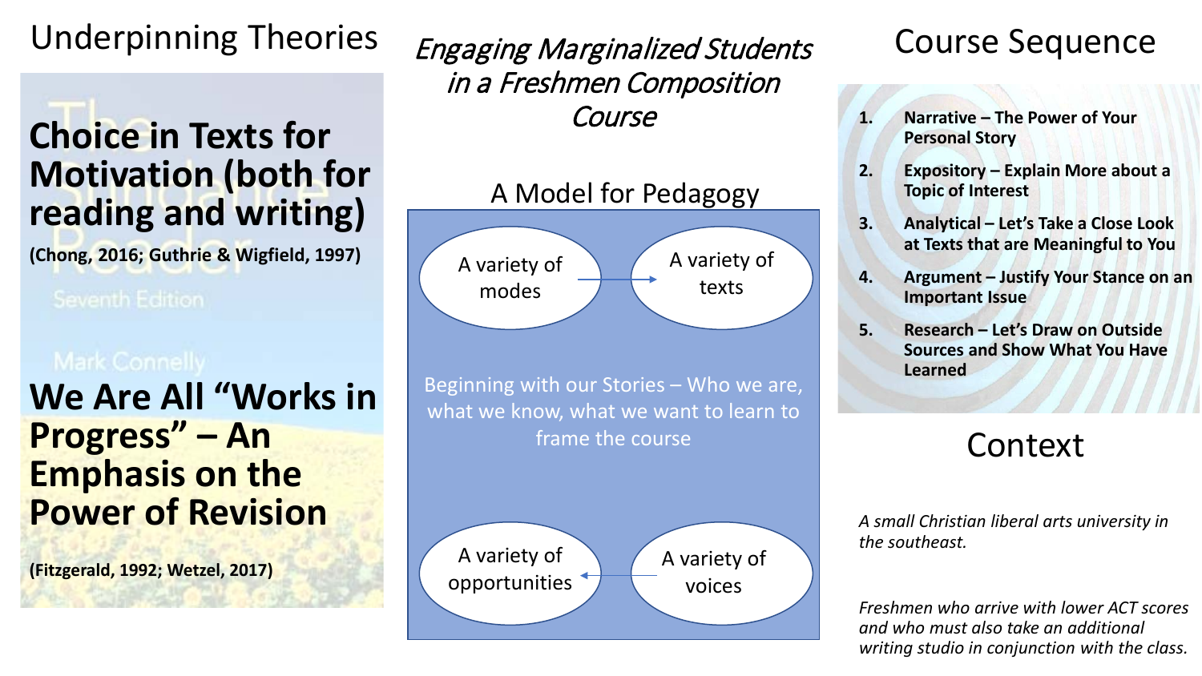# *Engaging Marginalized Students in a Freshmen Composition Course*

## Underpinning Theories

**Choice in Texts for Motivation (both for reading and writing)**

**(Chong, 2016; Guthrie & Wigfield, 1997)**

**We Are All "Works in Progress" – An Emphasis on the Power of Revision**

**(Fitzgerald, 1992; Wetzel, 2017)**

## A Model for Pedagogy

A variety of modes → A variety of texts

Beginning with our Stories – Who we are, what we know, what we want to learn to frame the course

A variety of voices → A variety of opportunities

## Course Sequence

1. **Narrative – The Power of Your Personal Story**
2. **Expository – Explain More about a Topic of Interest**
3. **Analytical – Let's Take a Close Look at Texts that are Meaningful to You**
4. **Argument – Justify Your Stance on an Important Issue**
5. **Research – Let's Draw on Outside Sources and Show What You Have Learned**

## Context

*A small Christian liberal arts university in the southeast.*

*Freshmen who arrive with lower ACT scores and who must also take an additional writing studio in conjunction with the class.*